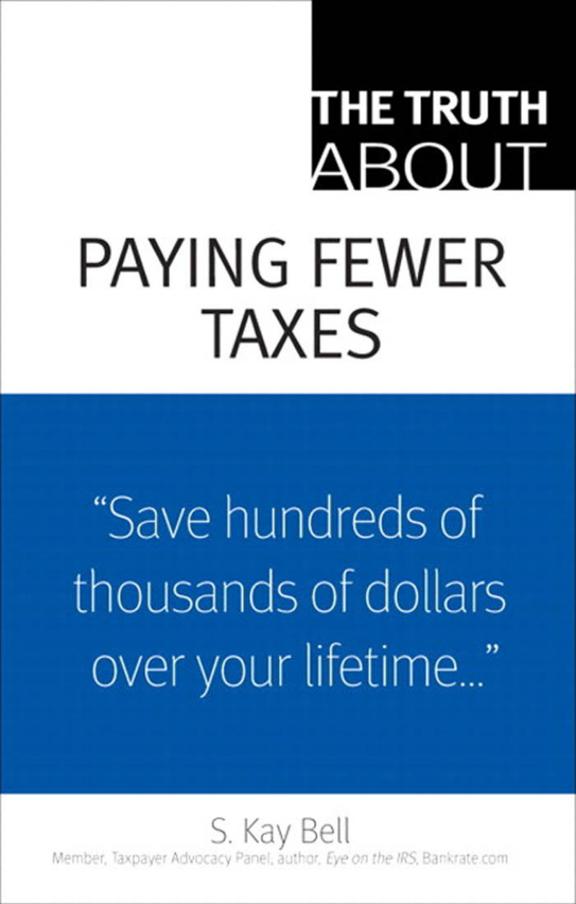# THE TRUTH ABOUT

# PAYING FEWER TAXES

"Save hundreds of thousands of dollars over your lifetime..."

S. Kay Bell

Member, Taxpayer Advocacy Panel; author, *Eye on the IRS*, Bankrate.com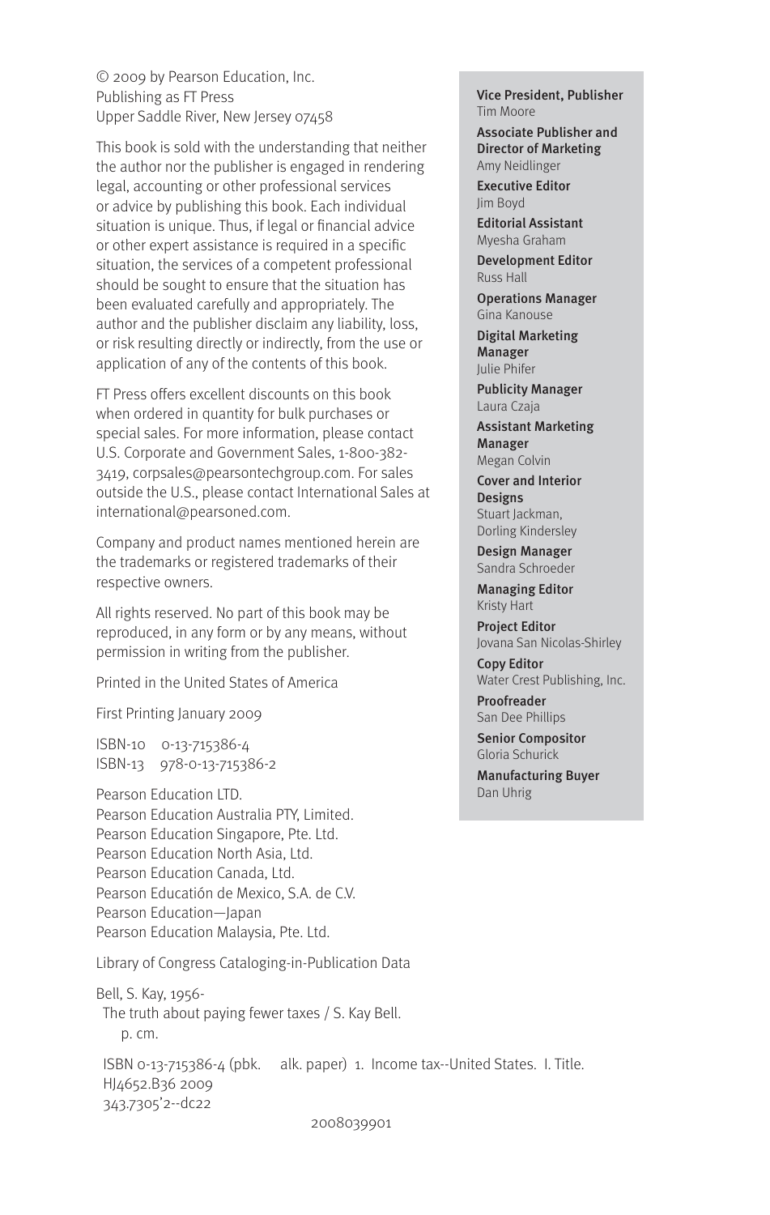© 2009 by Pearson Education, Inc.
Publishing as FT Press
Upper Saddle River, New Jersey 07458

This book is sold with the understanding that neither the author nor the publisher is engaged in rendering legal, accounting or other professional services or advice by publishing this book. Each individual situation is unique. Thus, if legal or financial advice or other expert assistance is required in a specific situation, the services of a competent professional should be sought to ensure that the situation has been evaluated carefully and appropriately. The author and the publisher disclaim any liability, loss, or risk resulting directly or indirectly, from the use or application of any of the contents of this book.

FT Press offers excellent discounts on this book when ordered in quantity for bulk purchases or special sales. For more information, please contact U.S. Corporate and Government Sales, 1-800-382-3419, corpsales@pearsontechgroup.com. For sales outside the U.S., please contact International Sales at international@pearsoned.com.

Company and product names mentioned herein are the trademarks or registered trademarks of their respective owners.

All rights reserved. No part of this book may be reproduced, in any form or by any means, without permission in writing from the publisher.

Printed in the United States of America

First Printing January 2009

ISBN-10 0-13-715386-4
ISBN-13 978-0-13-715386-2

Pearson Education LTD.
Pearson Education Australia PTY, Limited.
Pearson Education Singapore, Pte. Ltd.
Pearson Education North Asia, Ltd.
Pearson Education Canada, Ltd.
Pearson Educatión de Mexico, S.A. de C.V.
Pearson Education—Japan
Pearson Education Malaysia, Pte. Ltd.

Library of Congress Cataloging-in-Publication Data

Bell, S. Kay, 1956-
The truth about paying fewer taxes / S. Kay Bell.
p. cm.
ISBN 0-13-715386-4 (pbk. alk. paper) 1. Income tax--United States. I. Title.
HJ4652.B36 2009
343.7305'2--dc22

2008039901

**Vice President, Publisher**
Tim Moore

**Associate Publisher and Director of Marketing**
Amy Neidlinger

**Executive Editor**
Jim Boyd

**Editorial Assistant**
Myesha Graham

**Development Editor**
Russ Hall

**Operations Manager**
Gina Kanouse

**Digital Marketing Manager**
Julie Phifer

**Publicity Manager**
Laura Czaja

**Assistant Marketing Manager**
Megan Colvin

**Cover and Interior Designs**
Stuart Jackman,
Dorling Kindersley

**Design Manager**
Sandra Schroeder

**Managing Editor**
Kristy Hart

**Project Editor**
Jovana San Nicolas-Shirley

**Copy Editor**
Water Crest Publishing, Inc.

**Proofreader**
San Dee Phillips

**Senior Compositor**
Gloria Schurick

**Manufacturing Buyer**
Dan Uhrig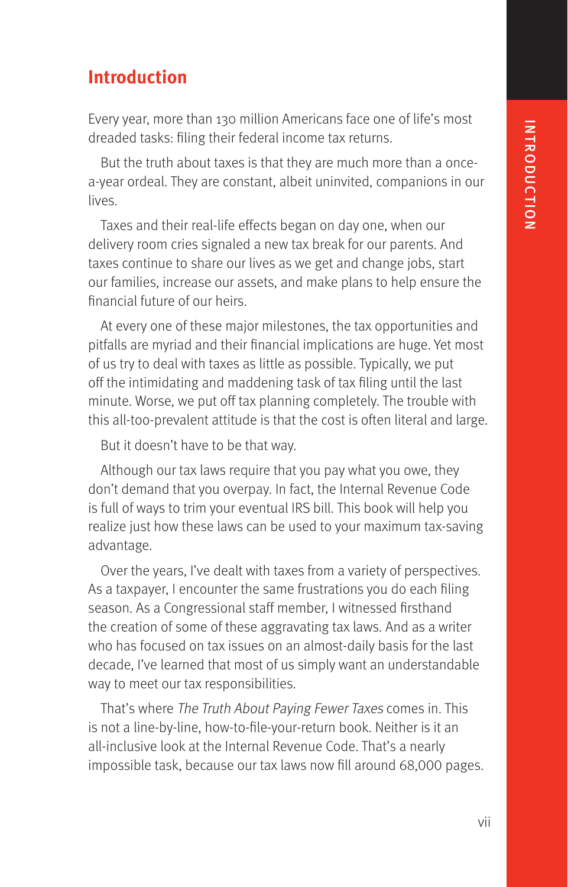## Introduction

Every year, more than 130 million Americans face one of life's most dreaded tasks: filing their federal income tax returns.

But the truth about taxes is that they are much more than a once-a-year ordeal. They are constant, albeit uninvited, companions in our lives.

Taxes and their real-life effects began on day one, when our delivery room cries signaled a new tax break for our parents. And taxes continue to share our lives as we get and change jobs, start our families, increase our assets, and make plans to help ensure the financial future of our heirs.

At every one of these major milestones, the tax opportunities and pitfalls are myriad and their financial implications are huge. Yet most of us try to deal with taxes as little as possible. Typically, we put off the intimidating and maddening task of tax filing until the last minute. Worse, we put off tax planning completely. The trouble with this all-too-prevalent attitude is that the cost is often literal and large.

But it doesn't have to be that way.

Although our tax laws require that you pay what you owe, they don't demand that you overpay. In fact, the Internal Revenue Code is full of ways to trim your eventual IRS bill. This book will help you realize just how these laws can be used to your maximum tax-saving advantage.

Over the years, I've dealt with taxes from a variety of perspectives. As a taxpayer, I encounter the same frustrations you do each filing season. As a Congressional staff member, I witnessed firsthand the creation of some of these aggravating tax laws. And as a writer who has focused on tax issues on an almost-daily basis for the last decade, I've learned that most of us simply want an understandable way to meet our tax responsibilities.

That's where *The Truth About Paying Fewer Taxes* comes in. This is not a line-by-line, how-to-file-your-return book. Neither is it an all-inclusive look at the Internal Revenue Code. That's a nearly impossible task, because our tax laws now fill around 68,000 pages.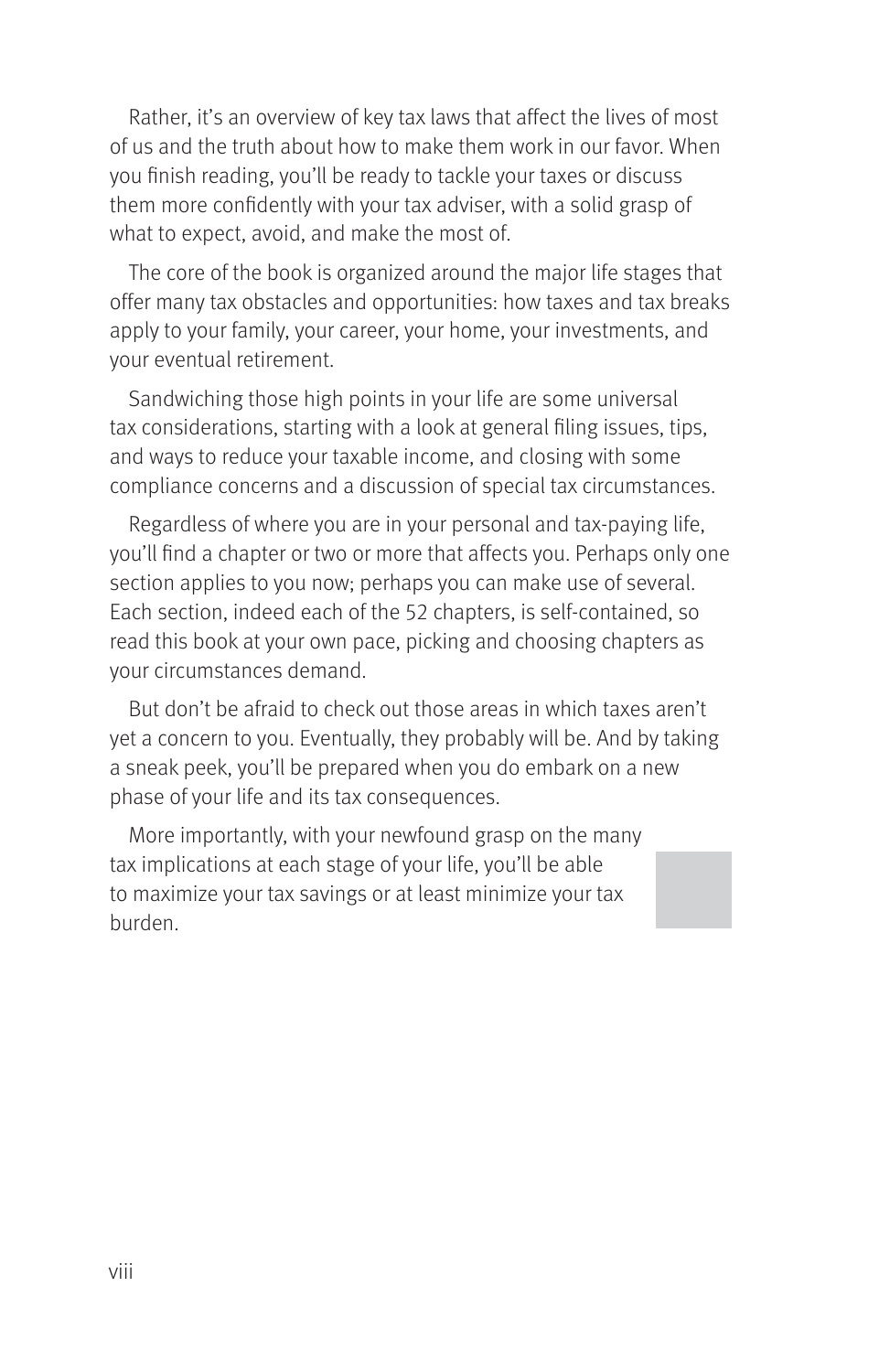Rather, it's an overview of key tax laws that affect the lives of most of us and the truth about how to make them work in our favor. When you finish reading, you'll be ready to tackle your taxes or discuss them more confidently with your tax adviser, with a solid grasp of what to expect, avoid, and make the most of.

The core of the book is organized around the major life stages that offer many tax obstacles and opportunities: how taxes and tax breaks apply to your family, your career, your home, your investments, and your eventual retirement.

Sandwiching those high points in your life are some universal tax considerations, starting with a look at general filing issues, tips, and ways to reduce your taxable income, and closing with some compliance concerns and a discussion of special tax circumstances.

Regardless of where you are in your personal and tax-paying life, you'll find a chapter or two or more that affects you. Perhaps only one section applies to you now; perhaps you can make use of several. Each section, indeed each of the 52 chapters, is self-contained, so read this book at your own pace, picking and choosing chapters as your circumstances demand.

But don't be afraid to check out those areas in which taxes aren't yet a concern to you. Eventually, they probably will be. And by taking a sneak peek, you'll be prepared when you do embark on a new phase of your life and its tax consequences.

More importantly, with your newfound grasp on the many tax implications at each stage of your life, you'll be able to maximize your tax savings or at least minimize your tax burden.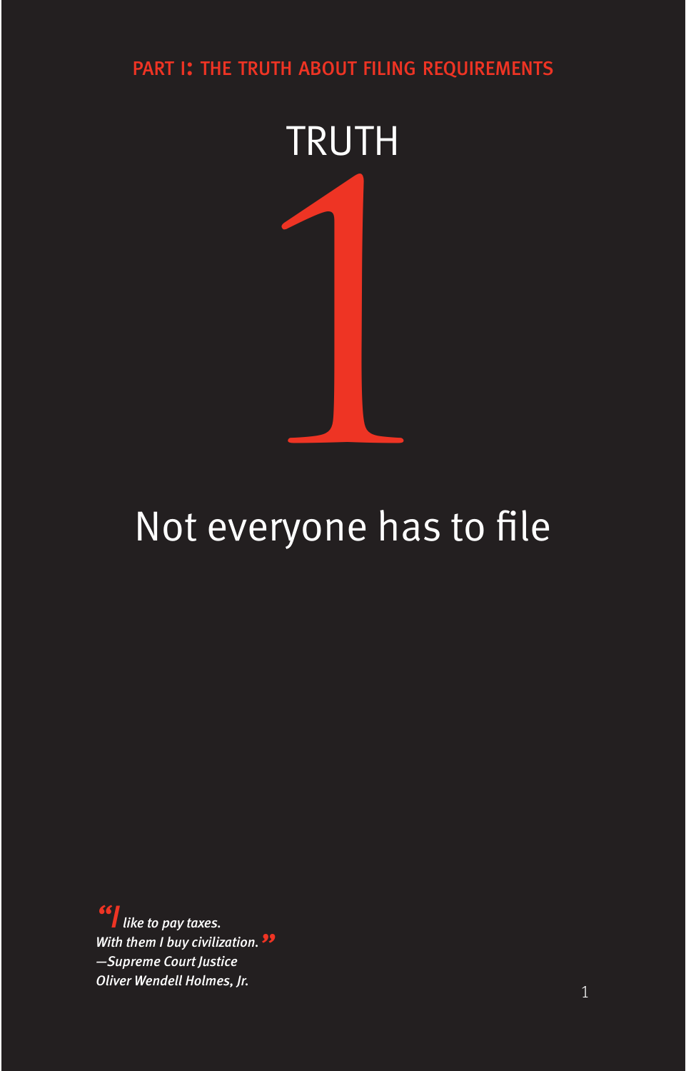PART I: THE TRUTH ABOUT FILING REQUIREMENTS

# TRUTH 1

## Not everyone has to file

*"I like to pay taxes.*
*With them I buy civilization."*
*—Supreme Court Justice*
*Oliver Wendell Holmes, Jr.*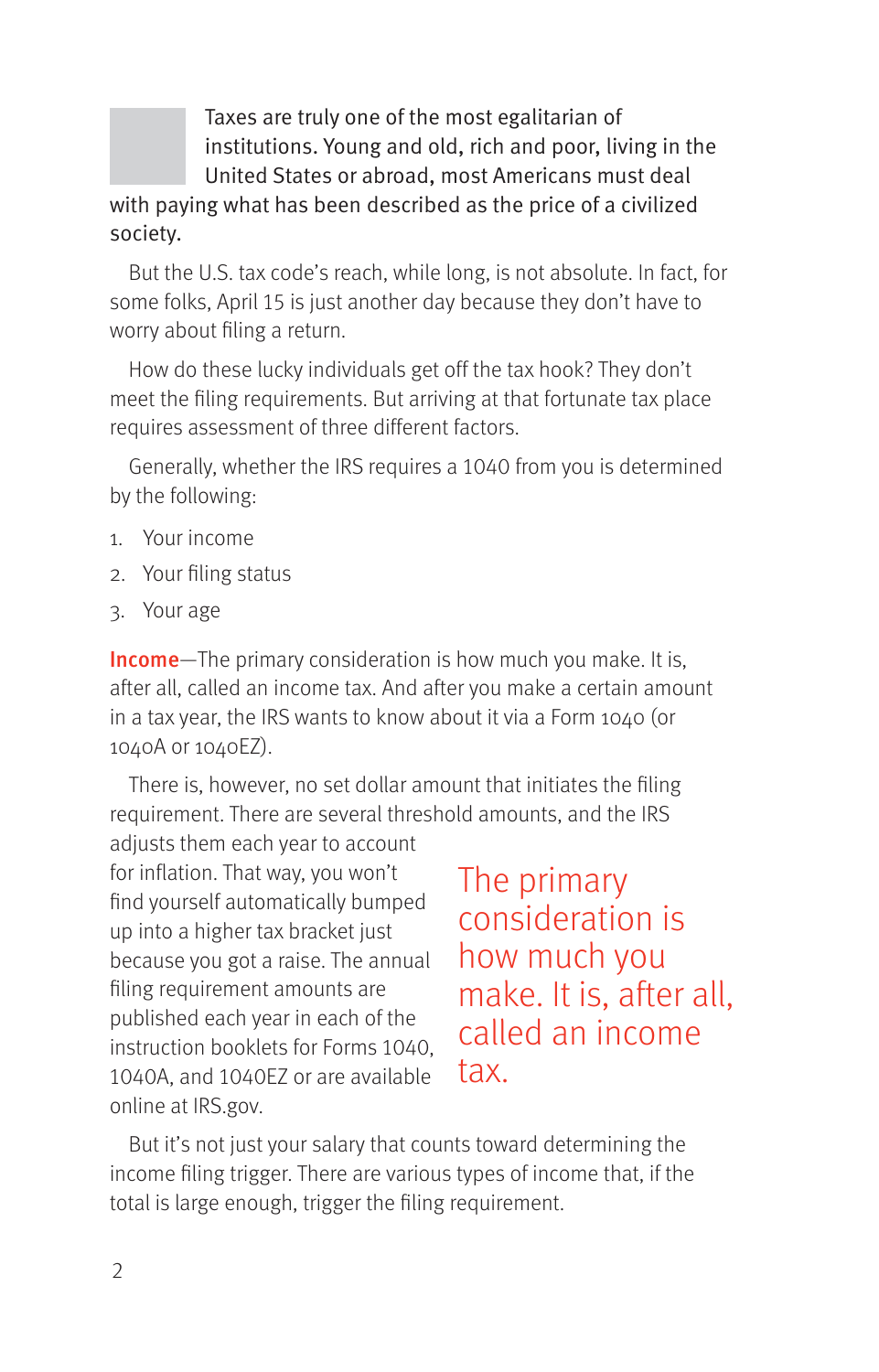Taxes are truly one of the most egalitarian of institutions. Young and old, rich and poor, living in the United States or abroad, most Americans must deal with paying what has been described as the price of a civilized society.

But the U.S. tax code's reach, while long, is not absolute. In fact, for some folks, April 15 is just another day because they don't have to worry about filing a return.

How do these lucky individuals get off the tax hook? They don't meet the filing requirements. But arriving at that fortunate tax place requires assessment of three different factors.

Generally, whether the IRS requires a 1040 from you is determined by the following:

1. Your income
2. Your filing status
3. Your age

**Income**—The primary consideration is how much you make. It is, after all, called an income tax. And after you make a certain amount in a tax year, the IRS wants to know about it via a Form 1040 (or 1040A or 1040EZ).

There is, however, no set dollar amount that initiates the filing requirement. There are several threshold amounts, and the IRS adjusts them each year to account for inflation. That way, you won't find yourself automatically bumped up into a higher tax bracket just because you got a raise. The annual filing requirement amounts are published each year in each of the instruction booklets for Forms 1040, 1040A, and 1040EZ or are available online at IRS.gov.

> The primary consideration is how much you make. It is, after all, called an income tax.

But it's not just your salary that counts toward determining the income filing trigger. There are various types of income that, if the total is large enough, trigger the filing requirement.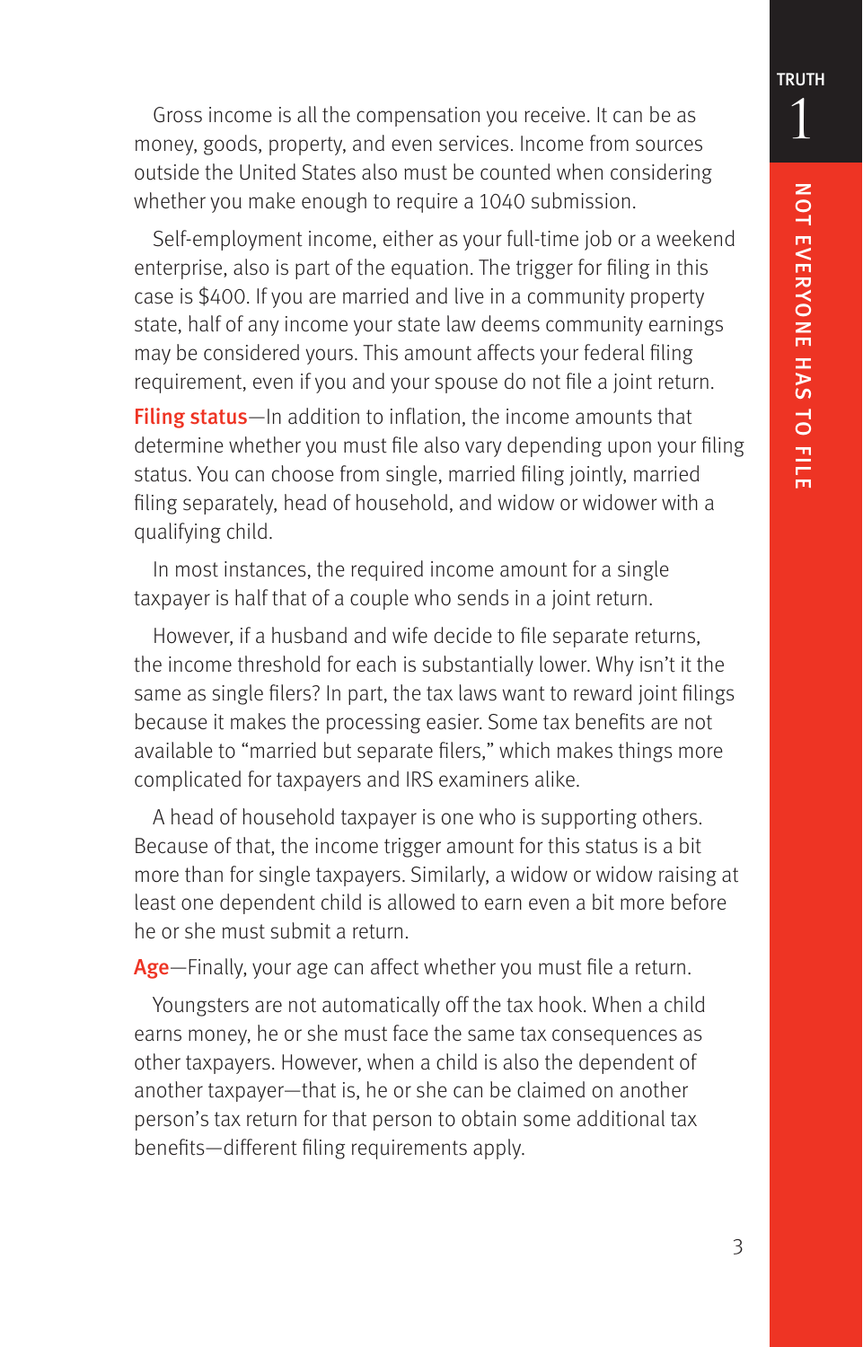Gross income is all the compensation you receive. It can be as money, goods, property, and even services. Income from sources outside the United States also must be counted when considering whether you make enough to require a 1040 submission.

Self-employment income, either as your full-time job or a weekend enterprise, also is part of the equation. The trigger for filing in this case is $400. If you are married and live in a community property state, half of any income your state law deems community earnings may be considered yours. This amount affects your federal filing requirement, even if you and your spouse do not file a joint return.

**Filing status**—In addition to inflation, the income amounts that determine whether you must file also vary depending upon your filing status. You can choose from single, married filing jointly, married filing separately, head of household, and widow or widower with a qualifying child.

In most instances, the required income amount for a single taxpayer is half that of a couple who sends in a joint return.

However, if a husband and wife decide to file separate returns, the income threshold for each is substantially lower. Why isn't it the same as single filers? In part, the tax laws want to reward joint filings because it makes the processing easier. Some tax benefits are not available to "married but separate filers," which makes things more complicated for taxpayers and IRS examiners alike.

A head of household taxpayer is one who is supporting others. Because of that, the income trigger amount for this status is a bit more than for single taxpayers. Similarly, a widow or widow raising at least one dependent child is allowed to earn even a bit more before he or she must submit a return.

**Age**—Finally, your age can affect whether you must file a return.

Youngsters are not automatically off the tax hook. When a child earns money, he or she must face the same tax consequences as other taxpayers. However, when a child is also the dependent of another taxpayer—that is, he or she can be claimed on another person's tax return for that person to obtain some additional tax benefits—different filing requirements apply.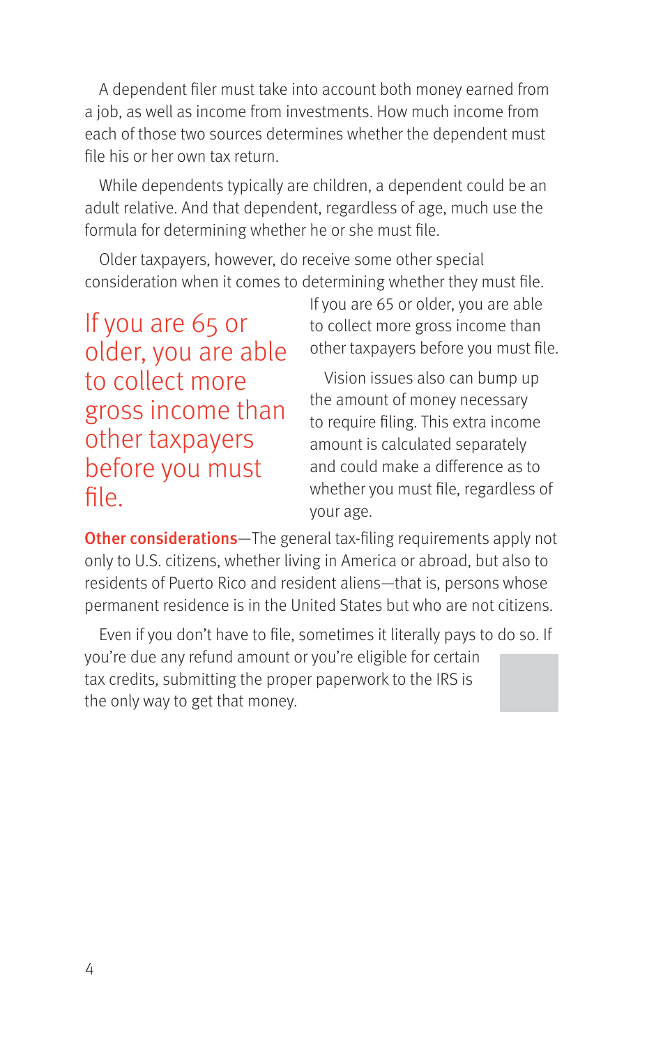A dependent filer must take into account both money earned from a job, as well as income from investments. How much income from each of those two sources determines whether the dependent must file his or her own tax return.

While dependents typically are children, a dependent could be an adult relative. And that dependent, regardless of age, much use the formula for determining whether he or she must file.

Older taxpayers, however, do receive some other special consideration when it comes to determining whether they must file.

> If you are 65 or older, you are able to collect more gross income than other taxpayers before you must file.

If you are 65 or older, you are able to collect more gross income than other taxpayers before you must file.

Vision issues also can bump up the amount of money necessary to require filing. This extra income amount is calculated separately and could make a difference as to whether you must file, regardless of your age.

**Other considerations**—The general tax-filing requirements apply not only to U.S. citizens, whether living in America or abroad, but also to residents of Puerto Rico and resident aliens—that is, persons whose permanent residence is in the United States but who are not citizens.

Even if you don't have to file, sometimes it literally pays to do so. If you're due any refund amount or you're eligible for certain tax credits, submitting the proper paperwork to the IRS is the only way to get that money.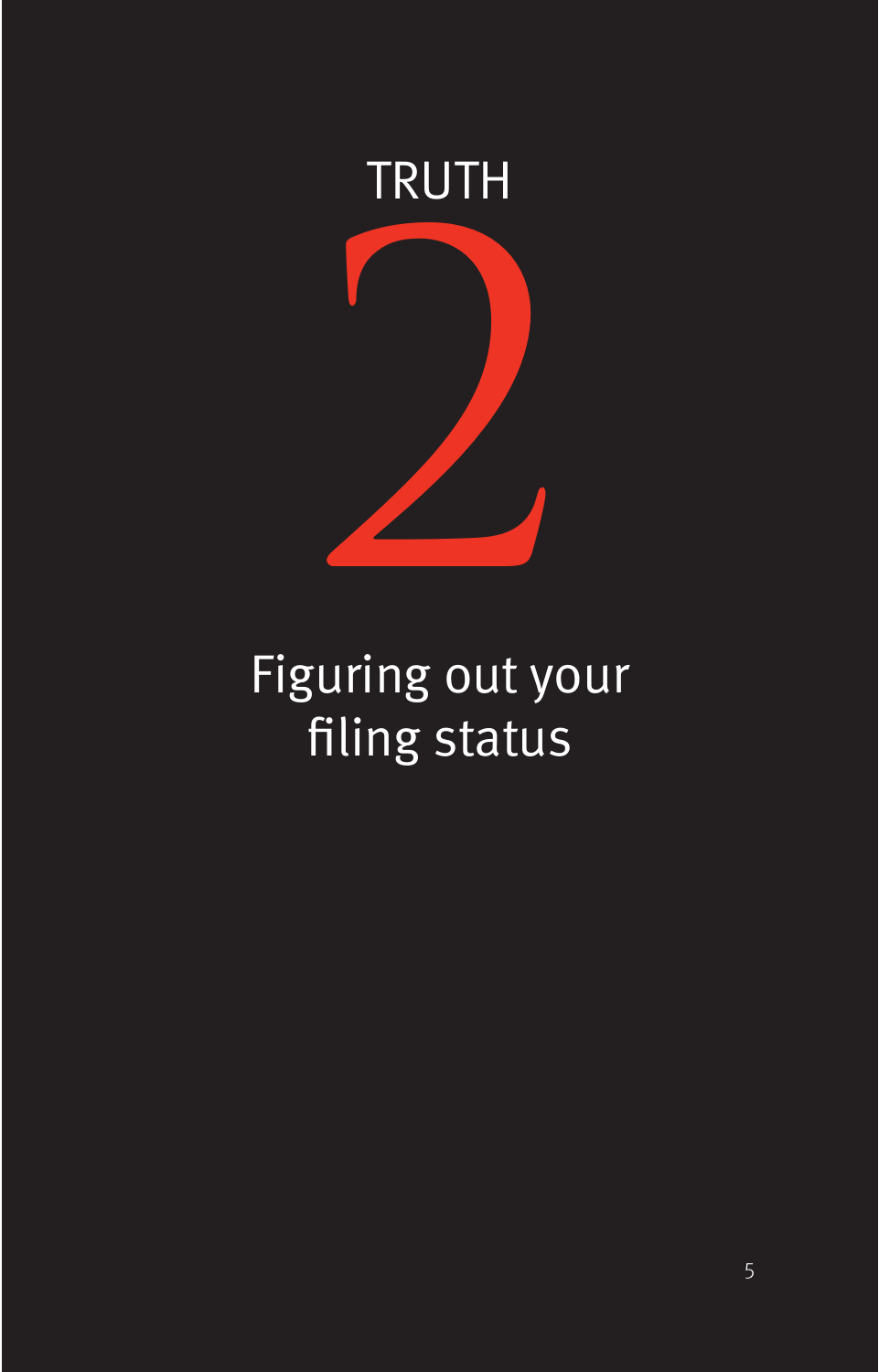# TRUTH 2

## Figuring out your filing status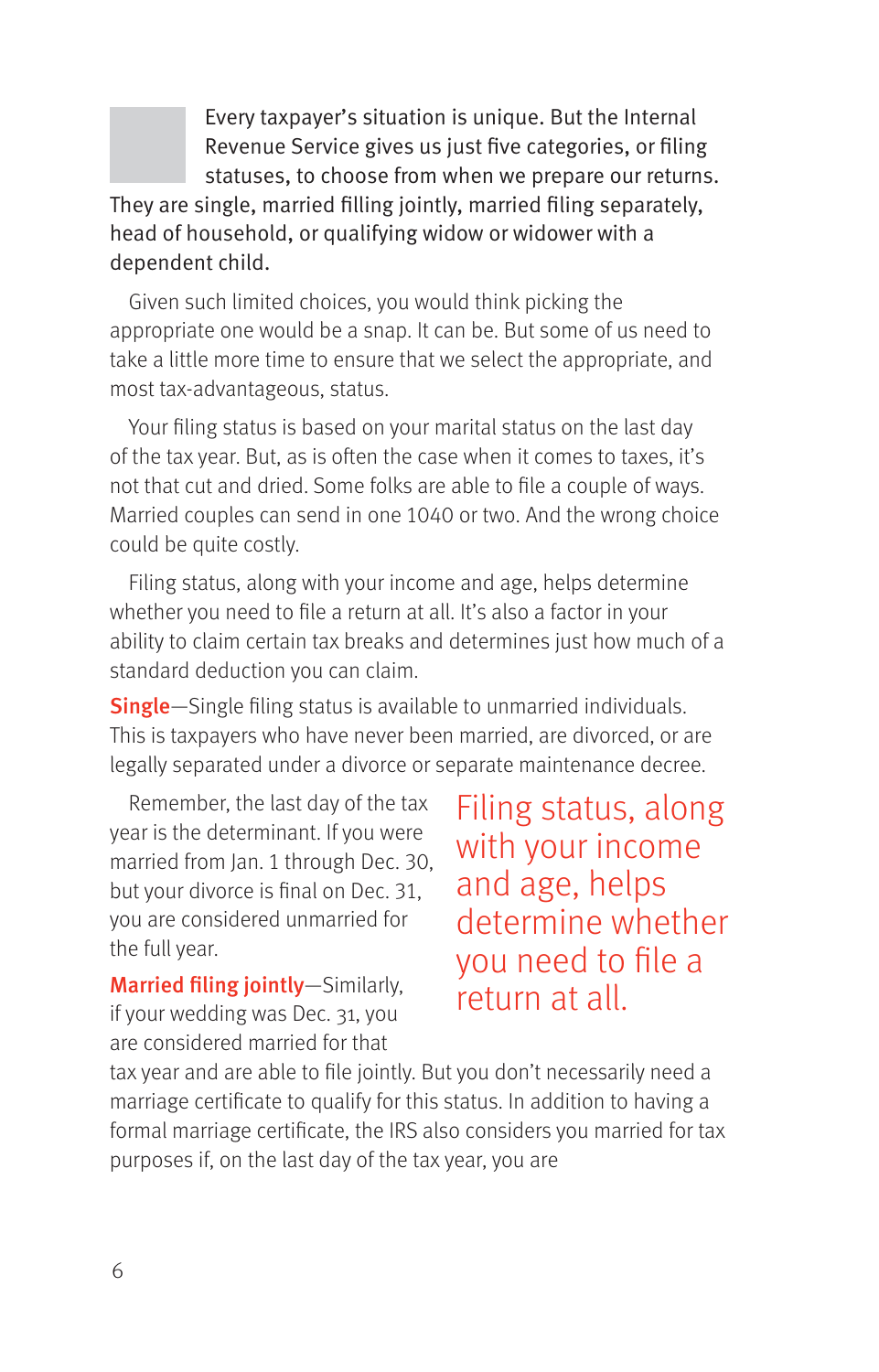Every taxpayer's situation is unique. But the Internal Revenue Service gives us just five categories, or filing statuses, to choose from when we prepare our returns. They are single, married filling jointly, married filing separately, head of household, or qualifying widow or widower with a dependent child.

Given such limited choices, you would think picking the appropriate one would be a snap. It can be. But some of us need to take a little more time to ensure that we select the appropriate, and most tax-advantageous, status.

Your filing status is based on your marital status on the last day of the tax year. But, as is often the case when it comes to taxes, it's not that cut and dried. Some folks are able to file a couple of ways. Married couples can send in one 1040 or two. And the wrong choice could be quite costly.

Filing status, along with your income and age, helps determine whether you need to file a return at all. It's also a factor in your ability to claim certain tax breaks and determines just how much of a standard deduction you can claim.

**Single**—Single filing status is available to unmarried individuals. This is taxpayers who have never been married, are divorced, or are legally separated under a divorce or separate maintenance decree.

Remember, the last day of the tax year is the determinant. If you were married from Jan. 1 through Dec. 30, but your divorce is final on Dec. 31, you are considered unmarried for the full year.

> Filing status, along with your income and age, helps determine whether you need to file a return at all.

**Married filing jointly**—Similarly, if your wedding was Dec. 31, you are considered married for that tax year and are able to file jointly. But you don't necessarily need a marriage certificate to qualify for this status. In addition to having a formal marriage certificate, the IRS also considers you married for tax purposes if, on the last day of the tax year, you are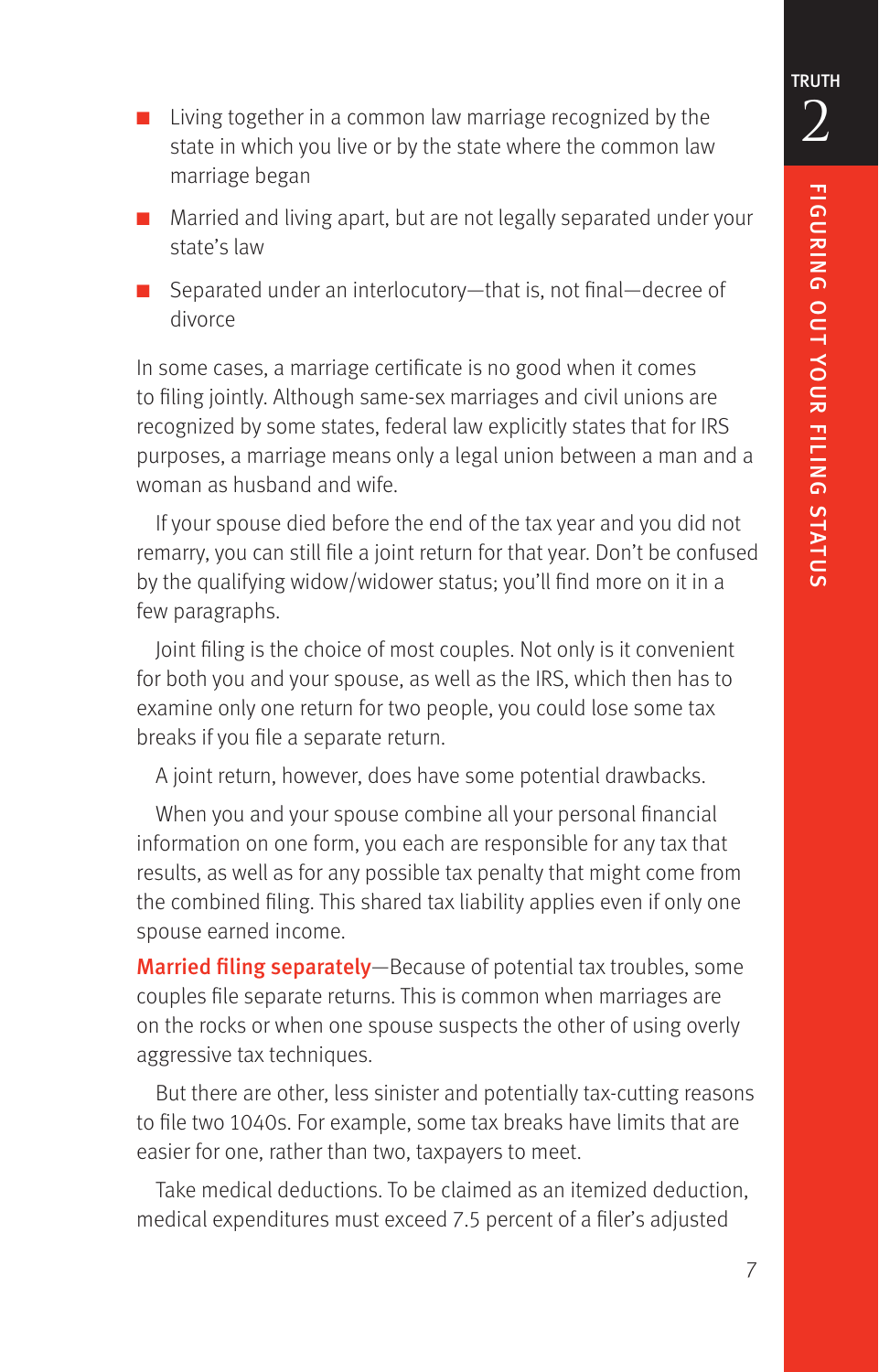- Living together in a common law marriage recognized by the state in which you live or by the state where the common law marriage began
- Married and living apart, but are not legally separated under your state's law
- Separated under an interlocutory—that is, not final—decree of divorce

In some cases, a marriage certificate is no good when it comes to filing jointly. Although same-sex marriages and civil unions are recognized by some states, federal law explicitly states that for IRS purposes, a marriage means only a legal union between a man and a woman as husband and wife.

If your spouse died before the end of the tax year and you did not remarry, you can still file a joint return for that year. Don't be confused by the qualifying widow/widower status; you'll find more on it in a few paragraphs.

Joint filing is the choice of most couples. Not only is it convenient for both you and your spouse, as well as the IRS, which then has to examine only one return for two people, you could lose some tax breaks if you file a separate return.

A joint return, however, does have some potential drawbacks.

When you and your spouse combine all your personal financial information on one form, you each are responsible for any tax that results, as well as for any possible tax penalty that might come from the combined filing. This shared tax liability applies even if only one spouse earned income.

**Married filing separately**—Because of potential tax troubles, some couples file separate returns. This is common when marriages are on the rocks or when one spouse suspects the other of using overly aggressive tax techniques.

But there are other, less sinister and potentially tax-cutting reasons to file two 1040s. For example, some tax breaks have limits that are easier for one, rather than two, taxpayers to meet.

Take medical deductions. To be claimed as an itemized deduction, medical expenditures must exceed 7.5 percent of a filer's adjusted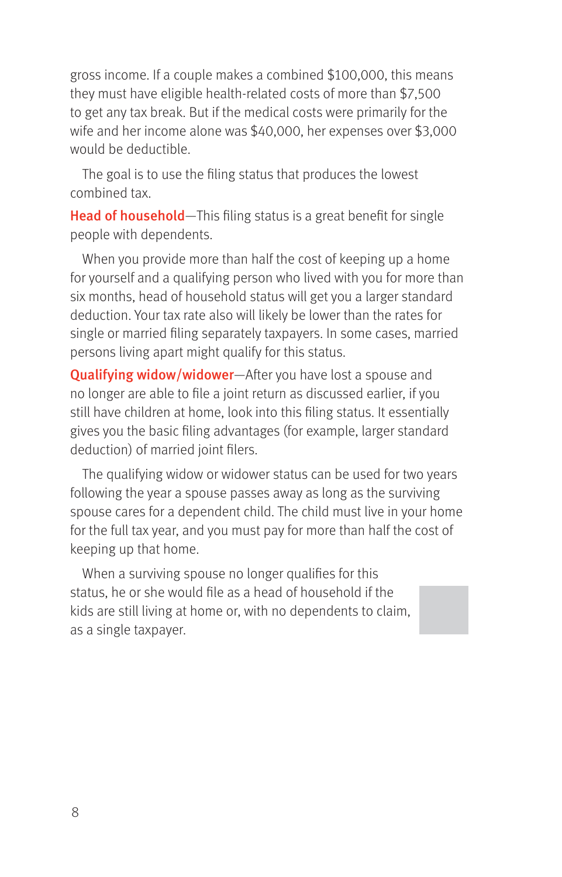gross income. If a couple makes a combined $100,000, this means they must have eligible health-related costs of more than $7,500 to get any tax break. But if the medical costs were primarily for the wife and her income alone was $40,000, her expenses over $3,000 would be deductible.

The goal is to use the filing status that produces the lowest combined tax.

**Head of household**—This filing status is a great benefit for single people with dependents.

When you provide more than half the cost of keeping up a home for yourself and a qualifying person who lived with you for more than six months, head of household status will get you a larger standard deduction. Your tax rate also will likely be lower than the rates for single or married filing separately taxpayers. In some cases, married persons living apart might qualify for this status.

**Qualifying widow/widower**—After you have lost a spouse and no longer are able to file a joint return as discussed earlier, if you still have children at home, look into this filing status. It essentially gives you the basic filing advantages (for example, larger standard deduction) of married joint filers.

The qualifying widow or widower status can be used for two years following the year a spouse passes away as long as the surviving spouse cares for a dependent child. The child must live in your home for the full tax year, and you must pay for more than half the cost of keeping up that home.

When a surviving spouse no longer qualifies for this status, he or she would file as a head of household if the kids are still living at home or, with no dependents to claim, as a single taxpayer.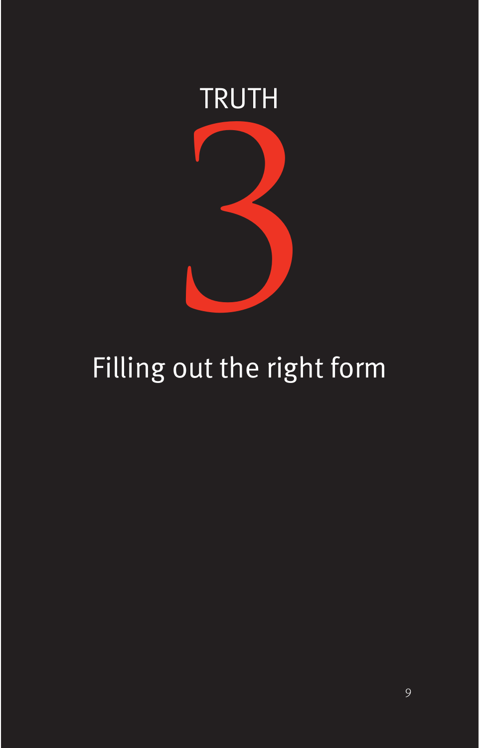# TRUTH 3

## Filling out the right form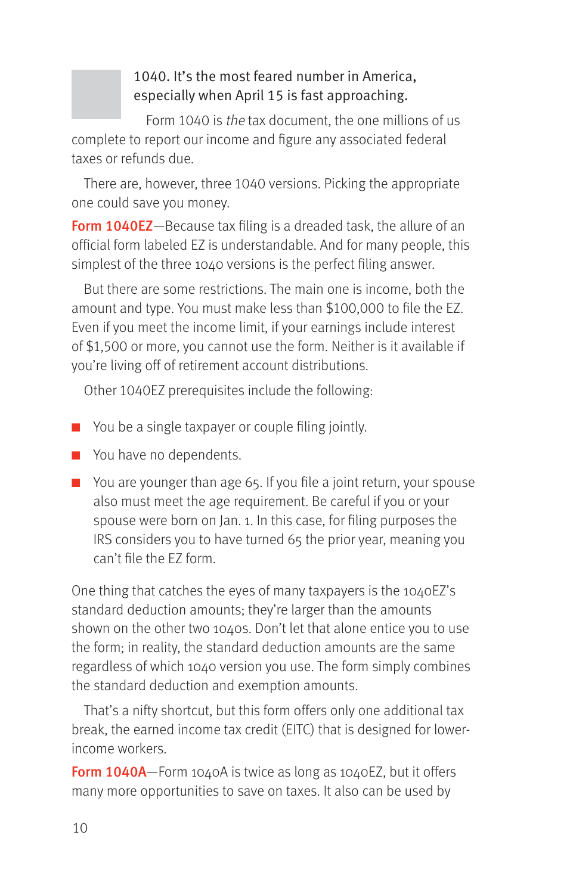1040. It's the most feared number in America, especially when April 15 is fast approaching.

Form 1040 is *the* tax document, the one millions of us complete to report our income and figure any associated federal taxes or refunds due.

There are, however, three 1040 versions. Picking the appropriate one could save you money.

**Form 1040EZ**—Because tax filing is a dreaded task, the allure of an official form labeled EZ is understandable. And for many people, this simplest of the three 1040 versions is the perfect filing answer.

But there are some restrictions. The main one is income, both the amount and type. You must make less than $100,000 to file the EZ. Even if you meet the income limit, if your earnings include interest of $1,500 or more, you cannot use the form. Neither is it available if you're living off of retirement account distributions.

Other 1040EZ prerequisites include the following:

- You be a single taxpayer or couple filing jointly.
- You have no dependents.
- You are younger than age 65. If you file a joint return, your spouse also must meet the age requirement. Be careful if you or your spouse were born on Jan. 1. In this case, for filing purposes the IRS considers you to have turned 65 the prior year, meaning you can't file the EZ form.

One thing that catches the eyes of many taxpayers is the 1040EZ's standard deduction amounts; they're larger than the amounts shown on the other two 1040s. Don't let that alone entice you to use the form; in reality, the standard deduction amounts are the same regardless of which 1040 version you use. The form simply combines the standard deduction and exemption amounts.

That's a nifty shortcut, but this form offers only one additional tax break, the earned income tax credit (EITC) that is designed for lower-income workers.

**Form 1040A**—Form 1040A is twice as long as 1040EZ, but it offers many more opportunities to save on taxes. It also can be used by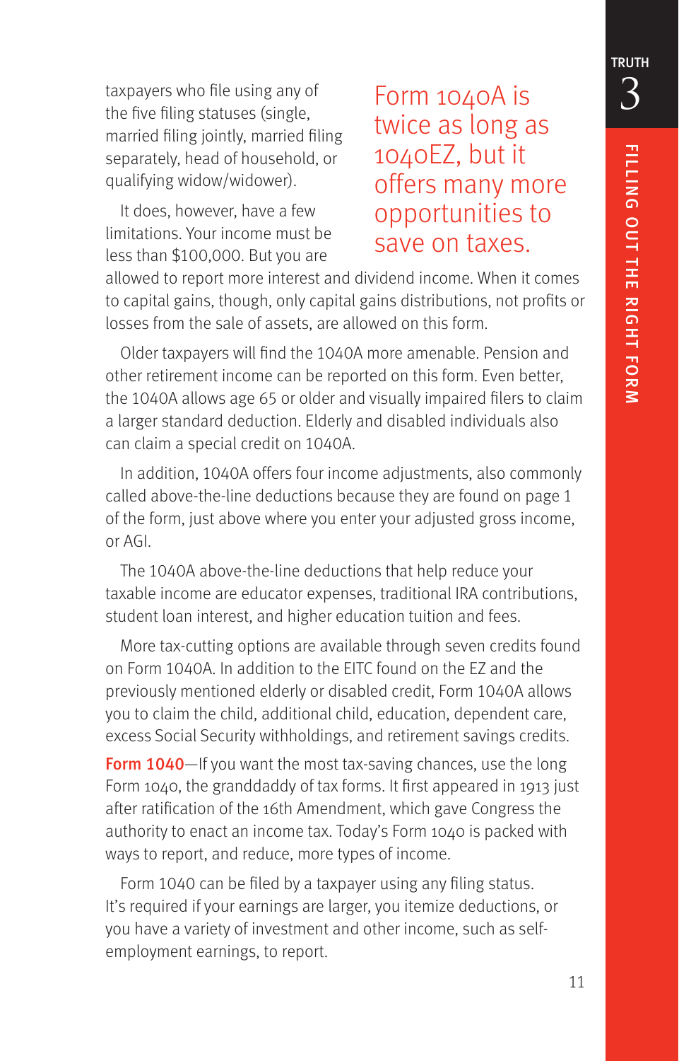taxpayers who file using any of the five filing statuses (single, married filing jointly, married filing separately, head of household, or qualifying widow/widower).

It does, however, have a few limitations. Your income must be less than $100,000. But you are allowed to report more interest and dividend income. When it comes to capital gains, though, only capital gains distributions, not profits or losses from the sale of assets, are allowed on this form.

> Form 1040A is twice as long as 1040EZ, but it offers many more opportunities to save on taxes.

Older taxpayers will find the 1040A more amenable. Pension and other retirement income can be reported on this form. Even better, the 1040A allows age 65 or older and visually impaired filers to claim a larger standard deduction. Elderly and disabled individuals also can claim a special credit on 1040A.

In addition, 1040A offers four income adjustments, also commonly called above-the-line deductions because they are found on page 1 of the form, just above where you enter your adjusted gross income, or AGI.

The 1040A above-the-line deductions that help reduce your taxable income are educator expenses, traditional IRA contributions, student loan interest, and higher education tuition and fees.

More tax-cutting options are available through seven credits found on Form 1040A. In addition to the EITC found on the EZ and the previously mentioned elderly or disabled credit, Form 1040A allows you to claim the child, additional child, education, dependent care, excess Social Security withholdings, and retirement savings credits.

**Form 1040**—If you want the most tax-saving chances, use the long Form 1040, the granddaddy of tax forms. It first appeared in 1913 just after ratification of the 16th Amendment, which gave Congress the authority to enact an income tax. Today's Form 1040 is packed with ways to report, and reduce, more types of income.

Form 1040 can be filed by a taxpayer using any filing status. It's required if your earnings are larger, you itemize deductions, or you have a variety of investment and other income, such as self-employment earnings, to report.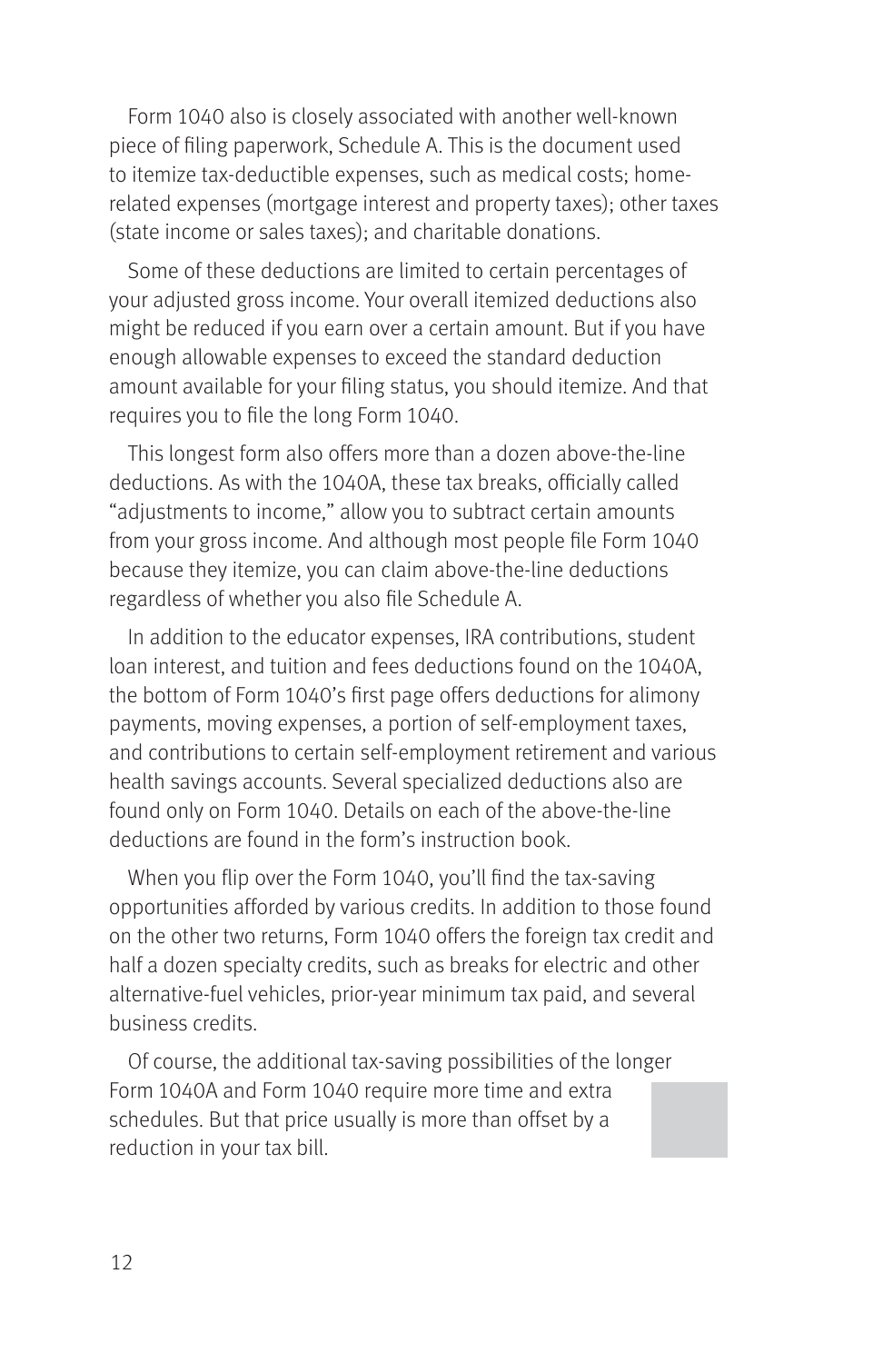Form 1040 also is closely associated with another well-known piece of filing paperwork, Schedule A. This is the document used to itemize tax-deductible expenses, such as medical costs; home-related expenses (mortgage interest and property taxes); other taxes (state income or sales taxes); and charitable donations.

Some of these deductions are limited to certain percentages of your adjusted gross income. Your overall itemized deductions also might be reduced if you earn over a certain amount. But if you have enough allowable expenses to exceed the standard deduction amount available for your filing status, you should itemize. And that requires you to file the long Form 1040.

This longest form also offers more than a dozen above-the-line deductions. As with the 1040A, these tax breaks, officially called "adjustments to income," allow you to subtract certain amounts from your gross income. And although most people file Form 1040 because they itemize, you can claim above-the-line deductions regardless of whether you also file Schedule A.

In addition to the educator expenses, IRA contributions, student loan interest, and tuition and fees deductions found on the 1040A, the bottom of Form 1040's first page offers deductions for alimony payments, moving expenses, a portion of self-employment taxes, and contributions to certain self-employment retirement and various health savings accounts. Several specialized deductions also are found only on Form 1040. Details on each of the above-the-line deductions are found in the form's instruction book.

When you flip over the Form 1040, you'll find the tax-saving opportunities afforded by various credits. In addition to those found on the other two returns, Form 1040 offers the foreign tax credit and half a dozen specialty credits, such as breaks for electric and other alternative-fuel vehicles, prior-year minimum tax paid, and several business credits.

Of course, the additional tax-saving possibilities of the longer Form 1040A and Form 1040 require more time and extra schedules. But that price usually is more than offset by a reduction in your tax bill.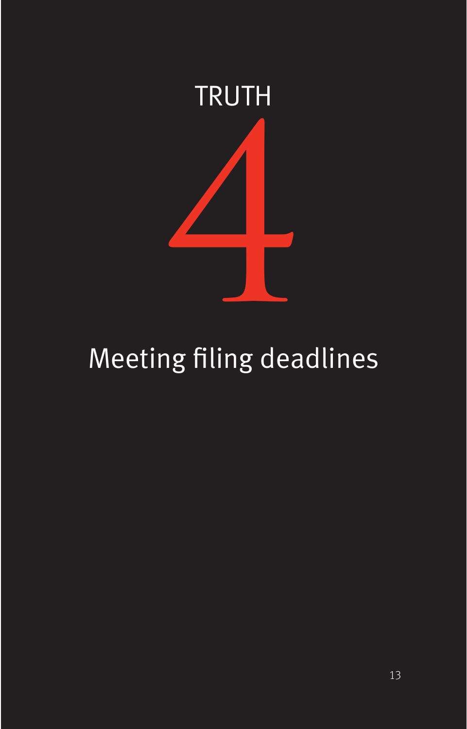# TRUTH 4

## Meeting filing deadlines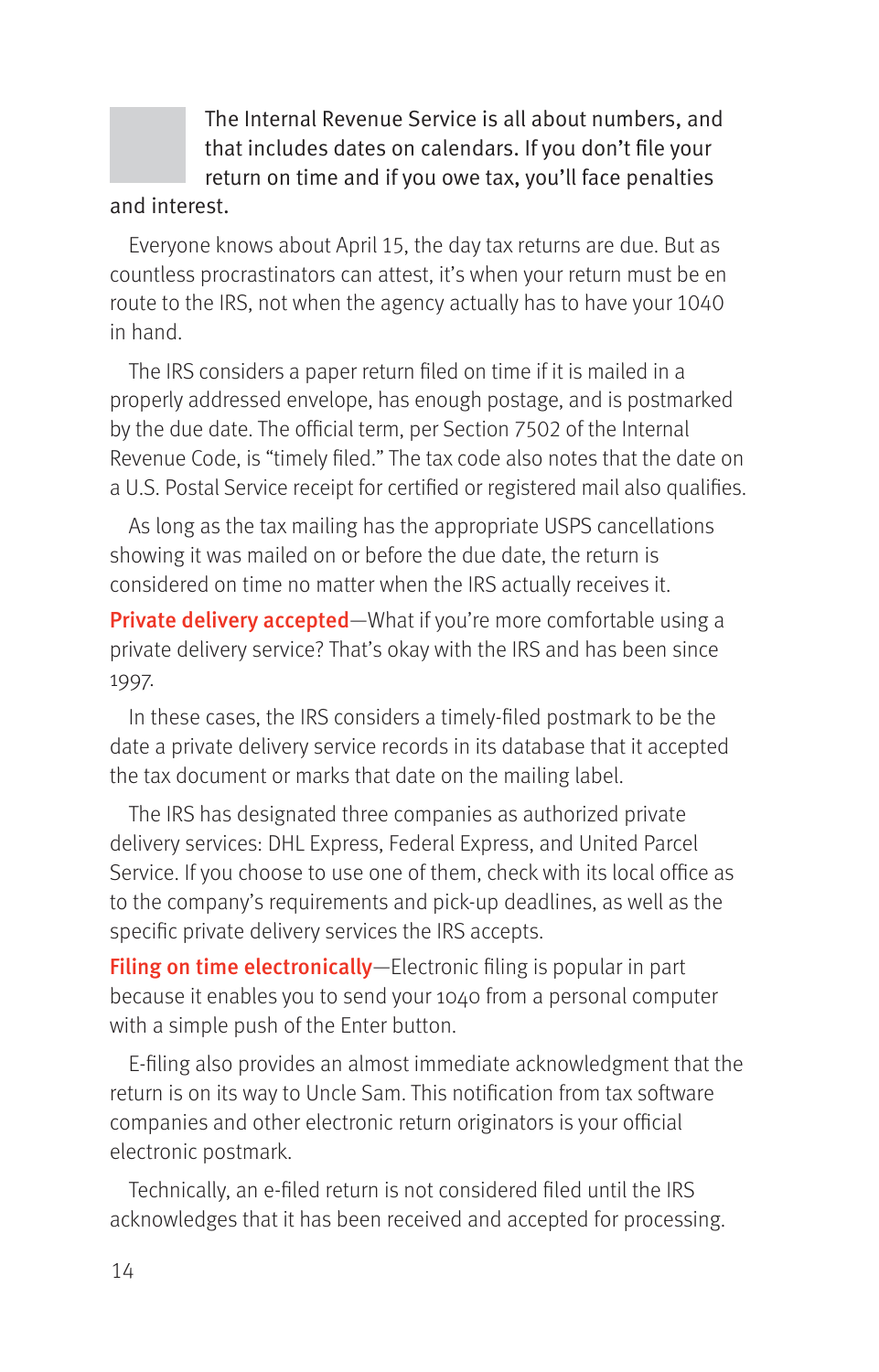The Internal Revenue Service is all about numbers, and that includes dates on calendars. If you don't file your return on time and if you owe tax, you'll face penalties and interest.

Everyone knows about April 15, the day tax returns are due. But as countless procrastinators can attest, it's when your return must be en route to the IRS, not when the agency actually has to have your 1040 in hand.

The IRS considers a paper return filed on time if it is mailed in a properly addressed envelope, has enough postage, and is postmarked by the due date. The official term, per Section 7502 of the Internal Revenue Code, is "timely filed." The tax code also notes that the date on a U.S. Postal Service receipt for certified or registered mail also qualifies.

As long as the tax mailing has the appropriate USPS cancellations showing it was mailed on or before the due date, the return is considered on time no matter when the IRS actually receives it.

**Private delivery accepted**—What if you're more comfortable using a private delivery service? That's okay with the IRS and has been since 1997.

In these cases, the IRS considers a timely-filed postmark to be the date a private delivery service records in its database that it accepted the tax document or marks that date on the mailing label.

The IRS has designated three companies as authorized private delivery services: DHL Express, Federal Express, and United Parcel Service. If you choose to use one of them, check with its local office as to the company's requirements and pick-up deadlines, as well as the specific private delivery services the IRS accepts.

**Filing on time electronically**—Electronic filing is popular in part because it enables you to send your 1040 from a personal computer with a simple push of the Enter button.

E-filing also provides an almost immediate acknowledgment that the return is on its way to Uncle Sam. This notification from tax software companies and other electronic return originators is your official electronic postmark.

Technically, an e-filed return is not considered filed until the IRS acknowledges that it has been received and accepted for processing.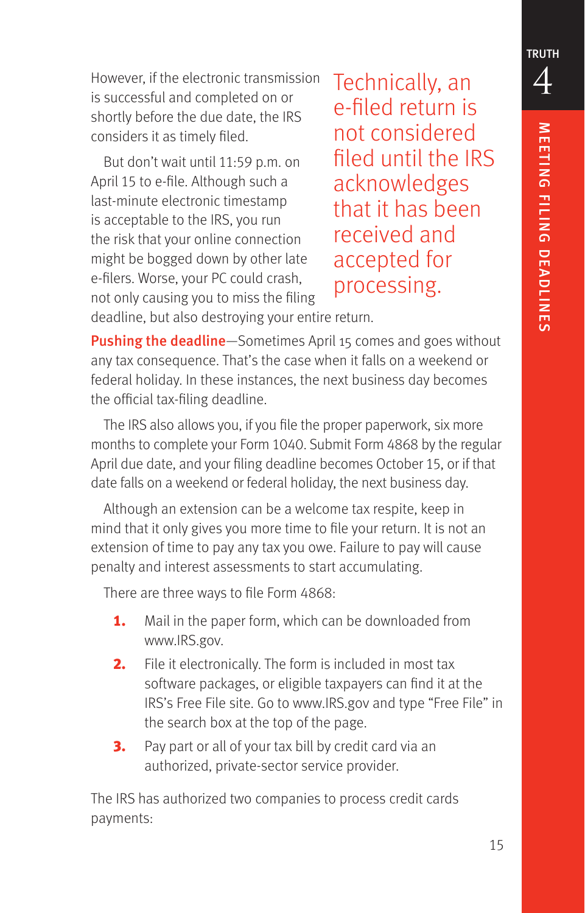However, if the electronic transmission is successful and completed on or shortly before the due date, the IRS considers it as timely filed.

But don't wait until 11:59 p.m. on April 15 to e-file. Although such a last-minute electronic timestamp is acceptable to the IRS, you run the risk that your online connection might be bogged down by other late e-filers. Worse, your PC could crash, not only causing you to miss the filing deadline, but also destroying your entire return.

> Technically, an e-filed return is not considered filed until the IRS acknowledges that it has been received and accepted for processing.

**Pushing the deadline**—Sometimes April 15 comes and goes without any tax consequence. That's the case when it falls on a weekend or federal holiday. In these instances, the next business day becomes the official tax-filing deadline.

The IRS also allows you, if you file the proper paperwork, six more months to complete your Form 1040. Submit Form 4868 by the regular April due date, and your filing deadline becomes October 15, or if that date falls on a weekend or federal holiday, the next business day.

Although an extension can be a welcome tax respite, keep in mind that it only gives you more time to file your return. It is not an extension of time to pay any tax you owe. Failure to pay will cause penalty and interest assessments to start accumulating.

There are three ways to file Form 4868:

1. Mail in the paper form, which can be downloaded from www.IRS.gov.
2. File it electronically. The form is included in most tax software packages, or eligible taxpayers can find it at the IRS's Free File site. Go to www.IRS.gov and type "Free File" in the search box at the top of the page.
3. Pay part or all of your tax bill by credit card via an authorized, private-sector service provider.

The IRS has authorized two companies to process credit cards payments: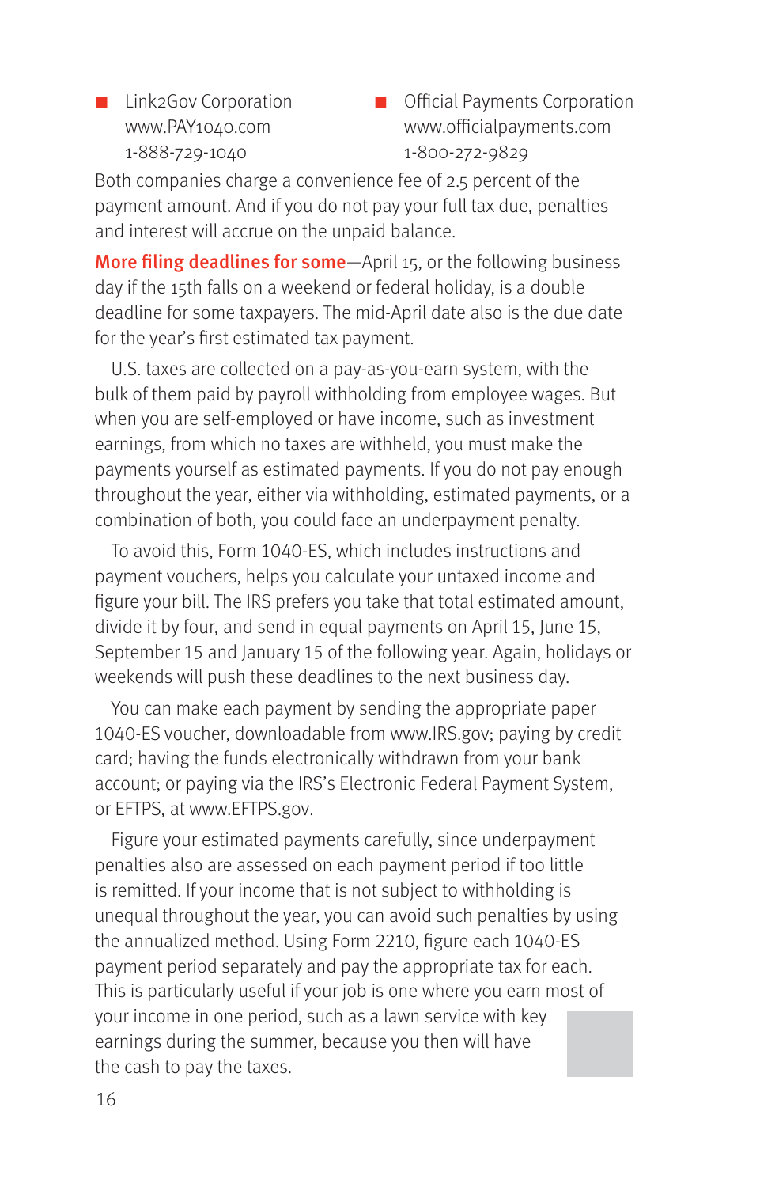- Link2Gov Corporation
  www.PAY1040.com
  1-888-729-1040
- Official Payments Corporation
  www.officialpayments.com
  1-800-272-9829

Both companies charge a convenience fee of 2.5 percent of the payment amount. And if you do not pay your full tax due, penalties and interest will accrue on the unpaid balance.

**More filing deadlines for some**—April 15, or the following business day if the 15th falls on a weekend or federal holiday, is a double deadline for some taxpayers. The mid-April date also is the due date for the year's first estimated tax payment.

U.S. taxes are collected on a pay-as-you-earn system, with the bulk of them paid by payroll withholding from employee wages. But when you are self-employed or have income, such as investment earnings, from which no taxes are withheld, you must make the payments yourself as estimated payments. If you do not pay enough throughout the year, either via withholding, estimated payments, or a combination of both, you could face an underpayment penalty.

To avoid this, Form 1040-ES, which includes instructions and payment vouchers, helps you calculate your untaxed income and figure your bill. The IRS prefers you take that total estimated amount, divide it by four, and send in equal payments on April 15, June 15, September 15 and January 15 of the following year. Again, holidays or weekends will push these deadlines to the next business day.

You can make each payment by sending the appropriate paper 1040-ES voucher, downloadable from www.IRS.gov; paying by credit card; having the funds electronically withdrawn from your bank account; or paying via the IRS's Electronic Federal Payment System, or EFTPS, at www.EFTPS.gov.

Figure your estimated payments carefully, since underpayment penalties also are assessed on each payment period if too little is remitted. If your income that is not subject to withholding is unequal throughout the year, you can avoid such penalties by using the annualized method. Using Form 2210, figure each 1040-ES payment period separately and pay the appropriate tax for each. This is particularly useful if your job is one where you earn most of your income in one period, such as a lawn service with key earnings during the summer, because you then will have the cash to pay the taxes.